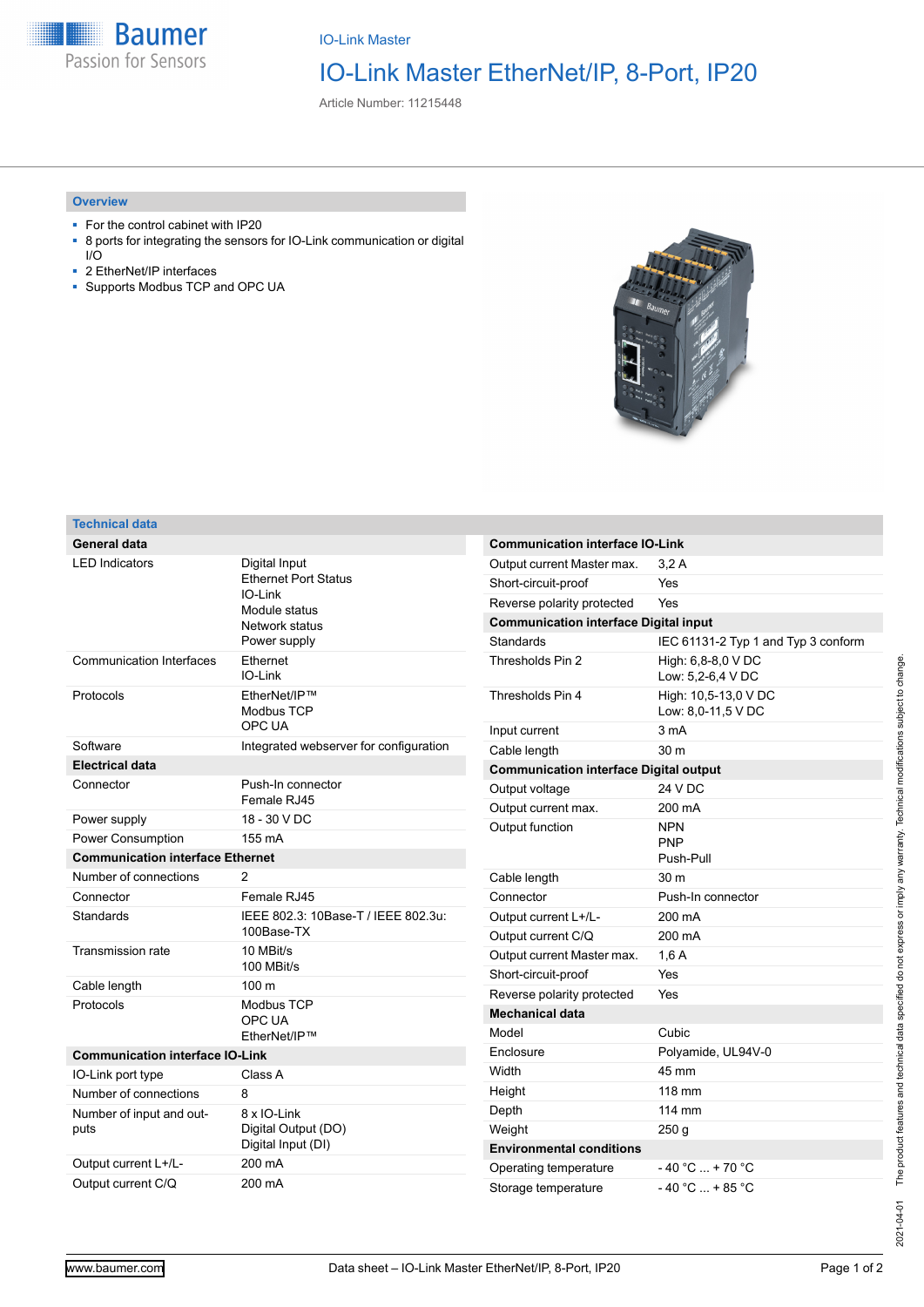IO-Link Master

# IO-Link Master EtherNet/IP, 8-Port, IP20

Article Number: 11215448

## Overview

- For the control cabinet with IP20
- 8 ports for integrating the sensors for IO-Link communication or digital I/O
- 2 EtherNet/IP interfaces
- Supports Modbus TCP and OPC UA

## Technical data

| **General data** | |
|---|---|
| LED Indicators | Digital Input<br>Ethernet Port Status<br>IO-Link<br>Module status<br>Network status<br>Power supply |
| Communication Interfaces | Ethernet<br>IO-Link |
| Protocols | EtherNet/IP™<br>Modbus TCP<br>OPC UA |
| Software | Integrated webserver for configuration |
| **Electrical data** | |
| Connector | Push-In connector<br>Female RJ45 |
| Power supply | 18 - 30 V DC |
| Power Consumption | 155 mA |
| **Communication interface Ethernet** | |
| Number of connections | 2 |
| Connector | Female RJ45 |
| Standards | IEEE 802.3: 10Base-T / IEEE 802.3u: 100Base-TX |
| Transmission rate | 10 MBit/s<br>100 MBit/s |
| Cable length | 100 m |
| Protocols | Modbus TCP<br>OPC UA<br>EtherNet/IP™ |
| **Communication interface IO-Link** | |
| IO-Link port type | Class A |
| Number of connections | 8 |
| Number of input and outputs | 8 x IO-Link<br>Digital Output (DO)<br>Digital Input (DI) |
| Output current L+/L- | 200 mA |
| Output current C/Q | 200 mA |

| **Communication interface IO-Link** | |
|---|---|
| Output current Master max. | 3,2 A |
| Short-circuit-proof | Yes |
| Reverse polarity protected | Yes |
| **Communication interface Digital input** | |
| Standards | IEC 61131-2 Typ 1 and Typ 3 conform |
| Thresholds Pin 2 | High: 6,8-8,0 V DC<br>Low: 5,2-6,4 V DC |
| Thresholds Pin 4 | High: 10,5-13,0 V DC<br>Low: 8,0-11,5 V DC |
| Input current | 3 mA |
| Cable length | 30 m |
| **Communication interface Digital output** | |
| Output voltage | 24 V DC |
| Output current max. | 200 mA |
| Output function | NPN<br>PNP<br>Push-Pull |
| Cable length | 30 m |
| Connector | Push-In connector |
| Output current L+/L- | 200 mA |
| Output current C/Q | 200 mA |
| Output current Master max. | 1,6 A |
| Short-circuit-proof | Yes |
| Reverse polarity protected | Yes |
| **Mechanical data** | |
| Model | Cubic |
| Enclosure | Polyamide, UL94V-0 |
| Width | 45 mm |
| Height | 118 mm |
| Depth | 114 mm |
| Weight | 250 g |
| **Environmental conditions** | |
| Operating temperature | - 40 °C ... + 70 °C |
| Storage temperature | - 40 °C ... + 85 °C |

2021-04-01 The product features and technical data specified do not express or imply any warranty. Technical modifications subject to change.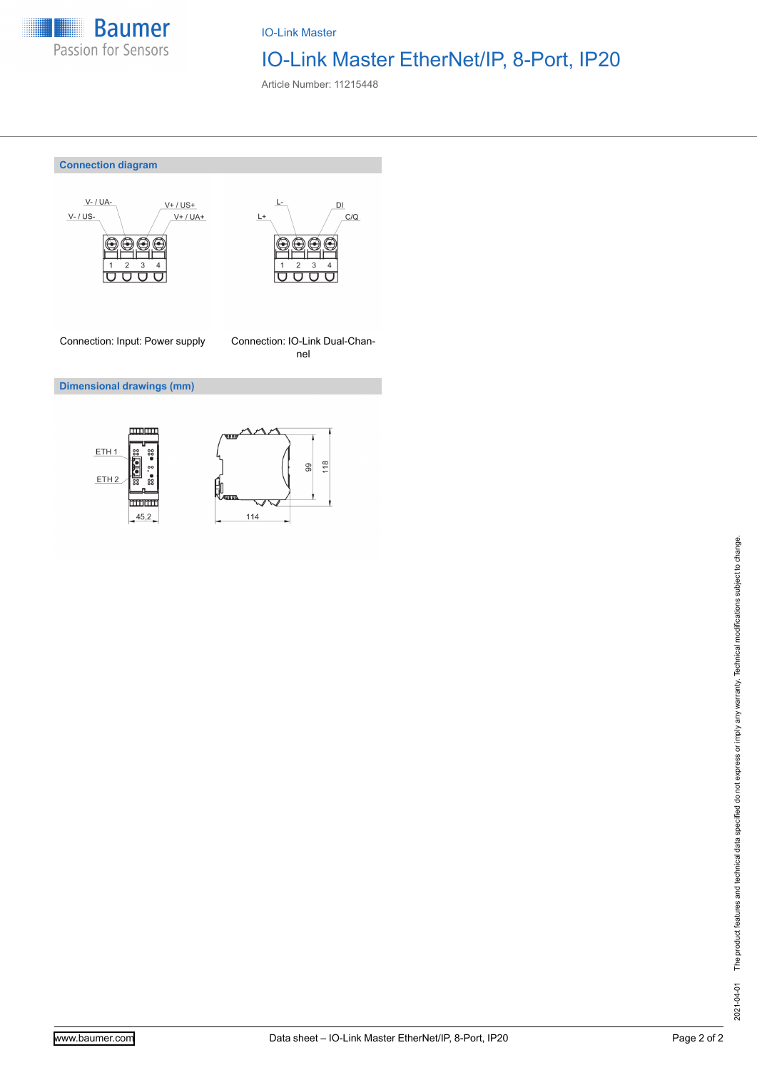## Connection diagram

V- / UA-
V- / US-
V+ / US+
V+ / UA+
1 2 3 4

Connection: Input: Power supply

L-
L+
DI
C/Q
1 2 3 4

Connection: IO-Link Dual-Channel

## Dimensional drawings (mm)

ETH 1
ETH 2
45,2

114
99
118

2021-04-01 The product features and technical data specified do not express or imply any warranty. Technical modifications subject to change.